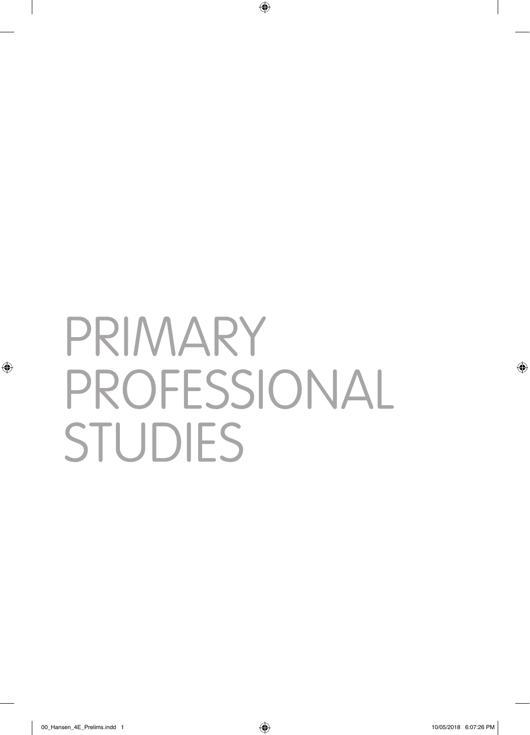# PRIMARY PROFESSIONAL STUDIES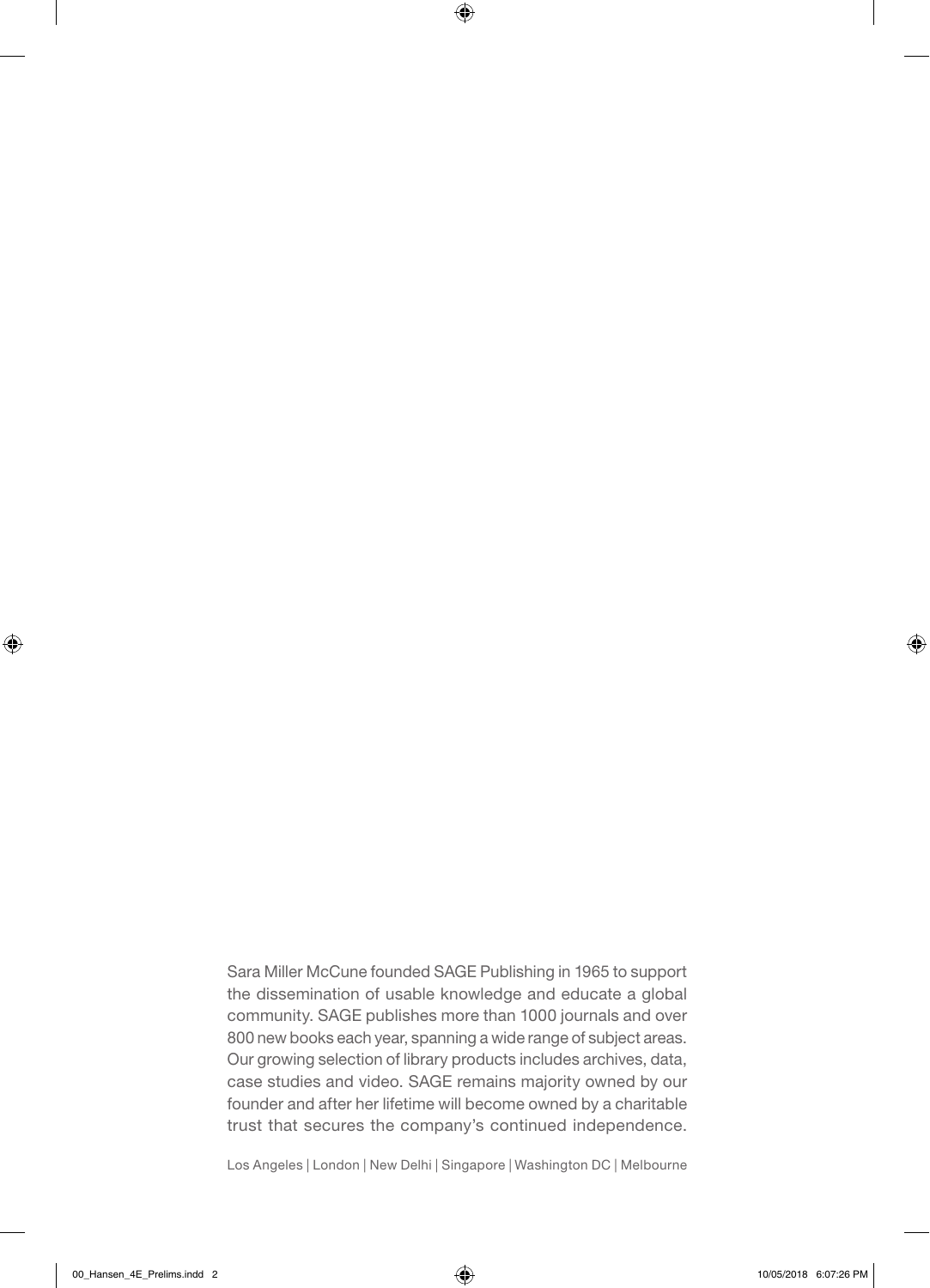Sara Miller McCune founded SAGE Publishing in 1965 to support the dissemination of usable knowledge and educate a global community. SAGE publishes more than 1000 journals and over 800 new books each year, spanning a wide range of subject areas. Our growing selection of library products includes archives, data, case studies and video. SAGE remains majority owned by our founder and after her lifetime will become owned by a charitable trust that secures the company's continued independence.

Los Angeles | London | New Delhi | Singapore | Washington DC | Melbourne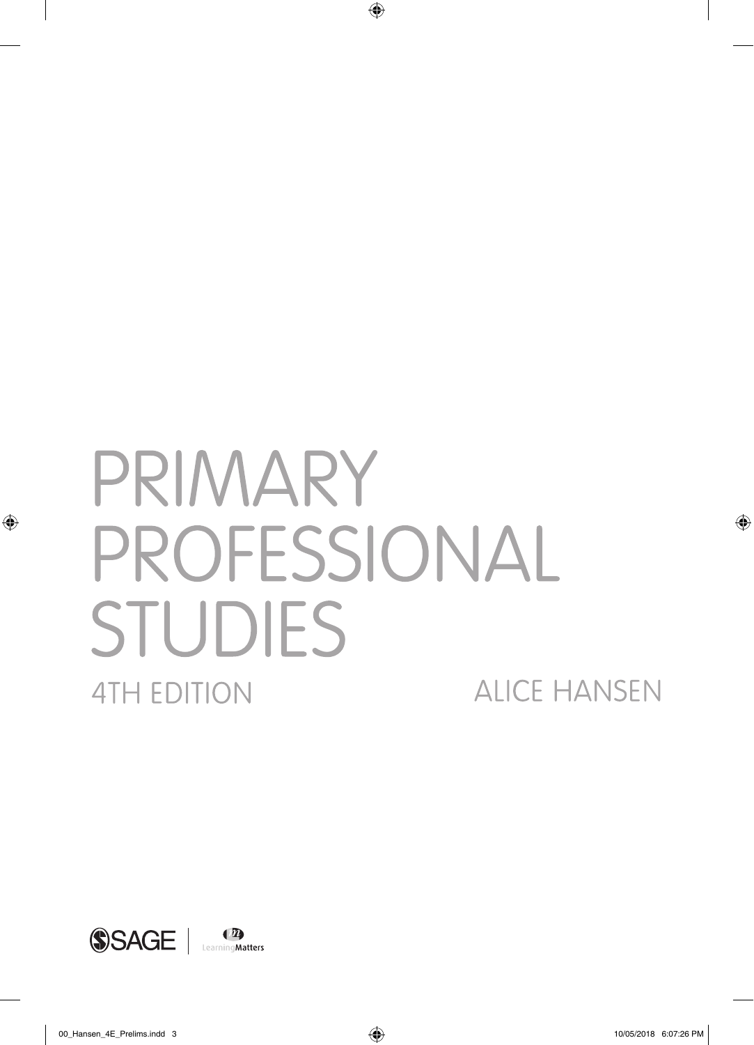# PRIMARY PROFESSIONAL STUDIES

4TH EDITION

ALICE HANSEN

SAGE | LearningMatters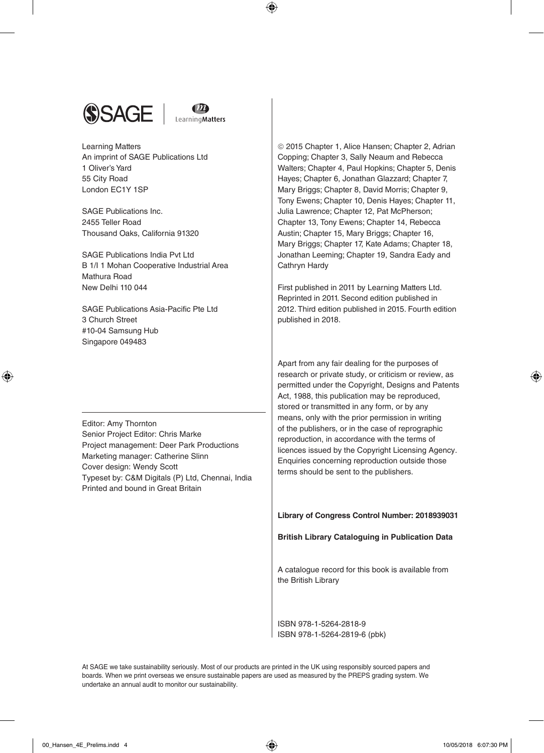SAGE | Learning Matters

Learning Matters
An imprint of SAGE Publications Ltd
1 Oliver's Yard
55 City Road
London EC1Y 1SP

SAGE Publications Inc.
2455 Teller Road
Thousand Oaks, California 91320

SAGE Publications India Pvt Ltd
B 1/I 1 Mohan Cooperative Industrial Area
Mathura Road
New Delhi 110 044

SAGE Publications Asia-Pacific Pte Ltd
3 Church Street
#10-04 Samsung Hub
Singapore 049483

Editor: Amy Thornton
Senior Project Editor: Chris Marke
Project management: Deer Park Productions
Marketing manager: Catherine Slinn
Cover design: Wendy Scott
Typeset by: C&M Digitals (P) Ltd, Chennai, India
Printed and bound in Great Britain

© 2015 Chapter 1, Alice Hansen; Chapter 2, Adrian Copping; Chapter 3, Sally Neaum and Rebecca Walters; Chapter 4, Paul Hopkins; Chapter 5, Denis Hayes; Chapter 6, Jonathan Glazzard; Chapter 7, Mary Briggs; Chapter 8, David Morris; Chapter 9, Tony Ewens; Chapter 10, Denis Hayes; Chapter 11, Julia Lawrence; Chapter 12, Pat McPherson; Chapter 13, Tony Ewens; Chapter 14, Rebecca Austin; Chapter 15, Mary Briggs; Chapter 16, Mary Briggs; Chapter 17, Kate Adams; Chapter 18, Jonathan Leeming; Chapter 19, Sandra Eady and Cathryn Hardy

First published in 2011 by Learning Matters Ltd. Reprinted in 2011. Second edition published in 2012. Third edition published in 2015. Fourth edition published in 2018.

Apart from any fair dealing for the purposes of research or private study, or criticism or review, as permitted under the Copyright, Designs and Patents Act, 1988, this publication may be reproduced, stored or transmitted in any form, or by any means, only with the prior permission in writing of the publishers, or in the case of reprographic reproduction, in accordance with the terms of licences issued by the Copyright Licensing Agency. Enquiries concerning reproduction outside those terms should be sent to the publishers.

**Library of Congress Control Number: 2018939031**

**British Library Cataloguing in Publication Data**

A catalogue record for this book is available from the British Library

ISBN 978-1-5264-2818-9
ISBN 978-1-5264-2819-6 (pbk)

At SAGE we take sustainability seriously. Most of our products are printed in the UK using responsibly sourced papers and boards. When we print overseas we ensure sustainable papers are used as measured by the PREPS grading system. We undertake an annual audit to monitor our sustainability.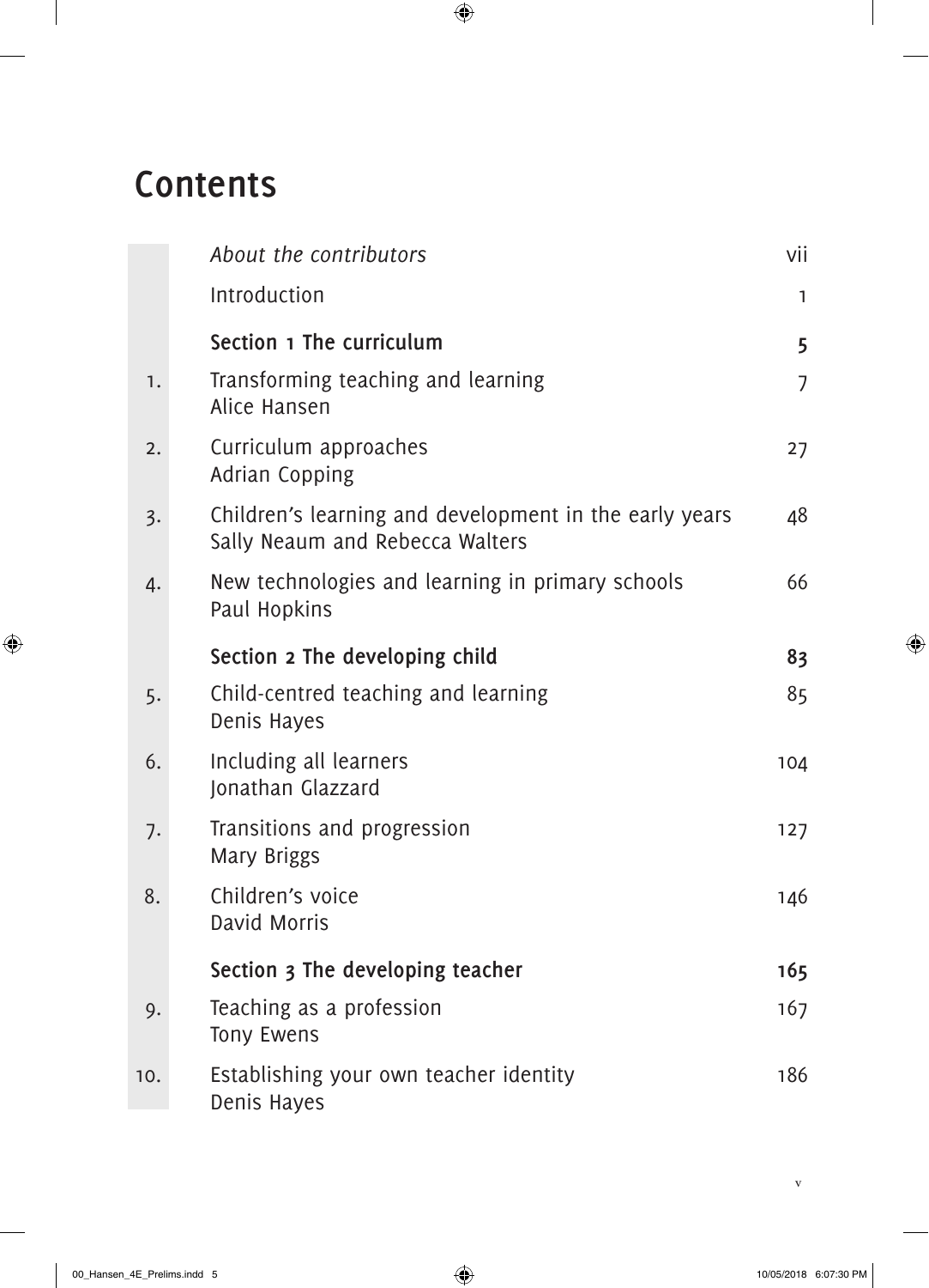# Contents

| | | |
|---|---|---|
| | *About the contributors* | vii |
| | Introduction | 1 |
| | **Section 1 The curriculum** | **5** |
| 1. | Transforming teaching and learning<br>Alice Hansen | 7 |
| 2. | Curriculum approaches<br>Adrian Copping | 27 |
| 3. | Children's learning and development in the early years<br>Sally Neaum and Rebecca Walters | 48 |
| 4. | New technologies and learning in primary schools<br>Paul Hopkins | 66 |
| | **Section 2 The developing child** | **83** |
| 5. | Child-centred teaching and learning<br>Denis Hayes | 85 |
| 6. | Including all learners<br>Jonathan Glazzard | 104 |
| 7. | Transitions and progression<br>Mary Briggs | 127 |
| 8. | Children's voice<br>David Morris | 146 |
| | **Section 3 The developing teacher** | **165** |
| 9. | Teaching as a profession<br>Tony Ewens | 167 |
| 10. | Establishing your own teacher identity<br>Denis Hayes | 186 |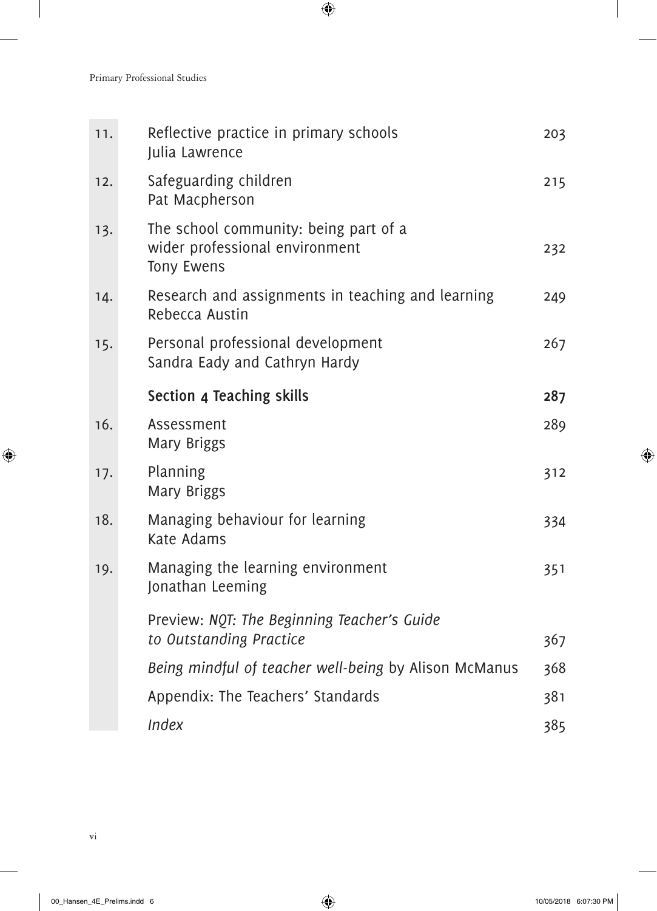| | | |
|---|---|---|
| 11. | Reflective practice in primary schools<br>Julia Lawrence | 203 |
| 12. | Safeguarding children<br>Pat Macpherson | 215 |
| 13. | The school community: being part of a wider professional environment<br>Tony Ewens | 232 |
| 14. | Research and assignments in teaching and learning<br>Rebecca Austin | 249 |
| 15. | Personal professional development<br>Sandra Eady and Cathryn Hardy | 267 |
| | **Section 4 Teaching skills** | **287** |
| 16. | Assessment<br>Mary Briggs | 289 |
| 17. | Planning<br>Mary Briggs | 312 |
| 18. | Managing behaviour for learning<br>Kate Adams | 334 |
| 19. | Managing the learning environment<br>Jonathan Leeming | 351 |
| | Preview: *NQT: The Beginning Teacher's Guide to Outstanding Practice* | 367 |
| | *Being mindful of teacher well-being* by Alison McManus | 368 |
| | Appendix: The Teachers' Standards | 381 |
| | *Index* | 385 |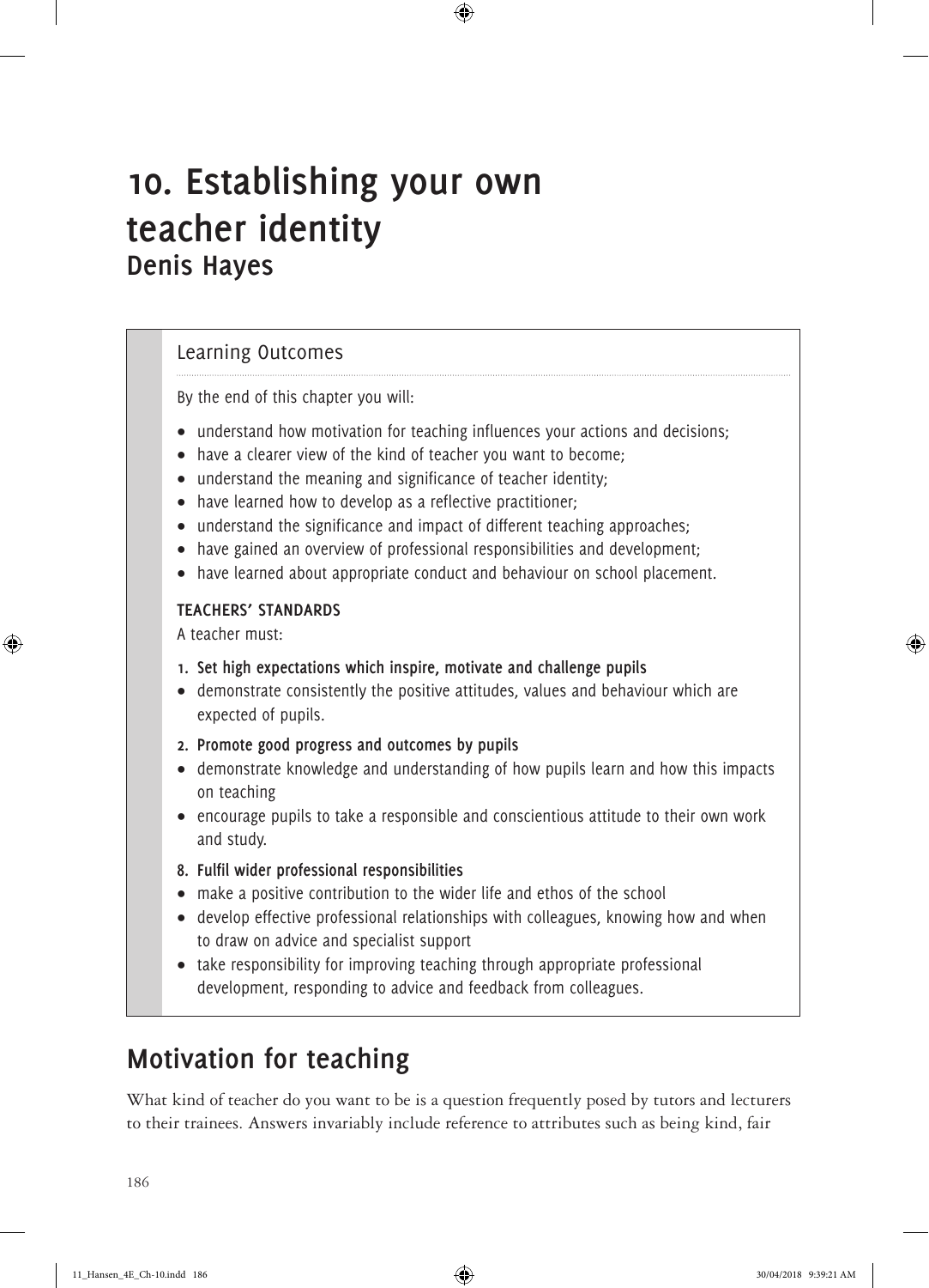# 10. Establishing your own teacher identity
## Denis Hayes

### Learning Outcomes

By the end of this chapter you will:

- understand how motivation for teaching influences your actions and decisions;
- have a clearer view of the kind of teacher you want to become;
- understand the meaning and significance of teacher identity;
- have learned how to develop as a reflective practitioner;
- understand the significance and impact of different teaching approaches;
- have gained an overview of professional responsibilities and development;
- have learned about appropriate conduct and behaviour on school placement.

**TEACHERS' STANDARDS**

A teacher must:

**1. Set high expectations which inspire, motivate and challenge pupils**

- demonstrate consistently the positive attitudes, values and behaviour which are expected of pupils.

**2. Promote good progress and outcomes by pupils**

- demonstrate knowledge and understanding of how pupils learn and how this impacts on teaching
- encourage pupils to take a responsible and conscientious attitude to their own work and study.

**8. Fulfil wider professional responsibilities**

- make a positive contribution to the wider life and ethos of the school
- develop effective professional relationships with colleagues, knowing how and when to draw on advice and specialist support
- take responsibility for improving teaching through appropriate professional development, responding to advice and feedback from colleagues.

## Motivation for teaching

What kind of teacher do you want to be is a question frequently posed by tutors and lecturers to their trainees. Answers invariably include reference to attributes such as being kind, fair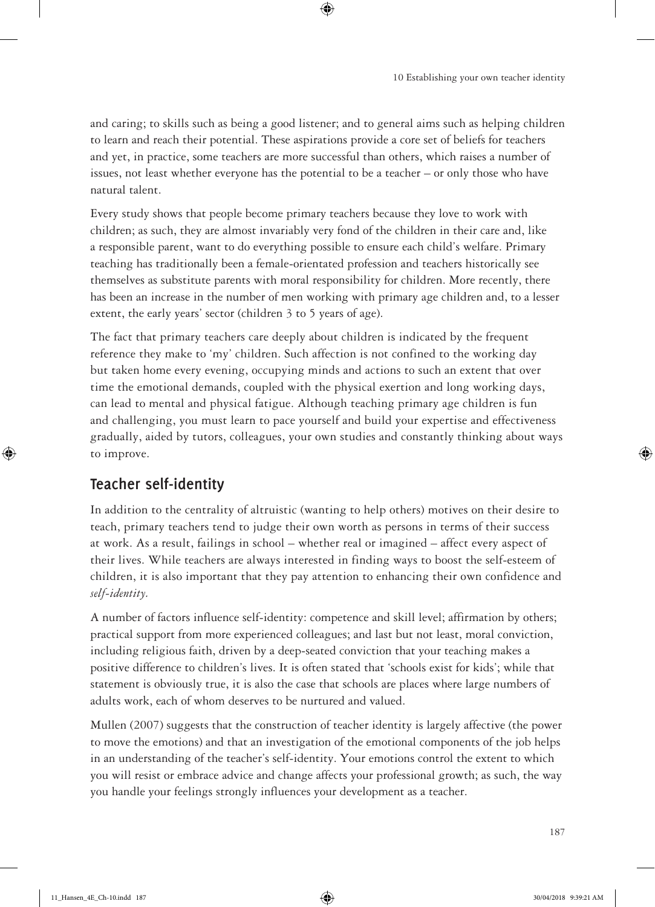and caring; to skills such as being a good listener; and to general aims such as helping children to learn and reach their potential. These aspirations provide a core set of beliefs for teachers and yet, in practice, some teachers are more successful than others, which raises a number of issues, not least whether everyone has the potential to be a teacher – or only those who have natural talent.

Every study shows that people become primary teachers because they love to work with children; as such, they are almost invariably very fond of the children in their care and, like a responsible parent, want to do everything possible to ensure each child's welfare. Primary teaching has traditionally been a female-orientated profession and teachers historically see themselves as substitute parents with moral responsibility for children. More recently, there has been an increase in the number of men working with primary age children and, to a lesser extent, the early years' sector (children 3 to 5 years of age).

The fact that primary teachers care deeply about children is indicated by the frequent reference they make to 'my' children. Such affection is not confined to the working day but taken home every evening, occupying minds and actions to such an extent that over time the emotional demands, coupled with the physical exertion and long working days, can lead to mental and physical fatigue. Although teaching primary age children is fun and challenging, you must learn to pace yourself and build your expertise and effectiveness gradually, aided by tutors, colleagues, your own studies and constantly thinking about ways to improve.

## Teacher self-identity

In addition to the centrality of altruistic (wanting to help others) motives on their desire to teach, primary teachers tend to judge their own worth as persons in terms of their success at work. As a result, failings in school – whether real or imagined – affect every aspect of their lives. While teachers are always interested in finding ways to boost the self-esteem of children, it is also important that they pay attention to enhancing their own confidence and *self-identity*.

A number of factors influence self-identity: competence and skill level; affirmation by others; practical support from more experienced colleagues; and last but not least, moral conviction, including religious faith, driven by a deep-seated conviction that your teaching makes a positive difference to children's lives. It is often stated that 'schools exist for kids'; while that statement is obviously true, it is also the case that schools are places where large numbers of adults work, each of whom deserves to be nurtured and valued.

Mullen (2007) suggests that the construction of teacher identity is largely affective (the power to move the emotions) and that an investigation of the emotional components of the job helps in an understanding of the teacher's self-identity. Your emotions control the extent to which you will resist or embrace advice and change affects your professional growth; as such, the way you handle your feelings strongly influences your development as a teacher.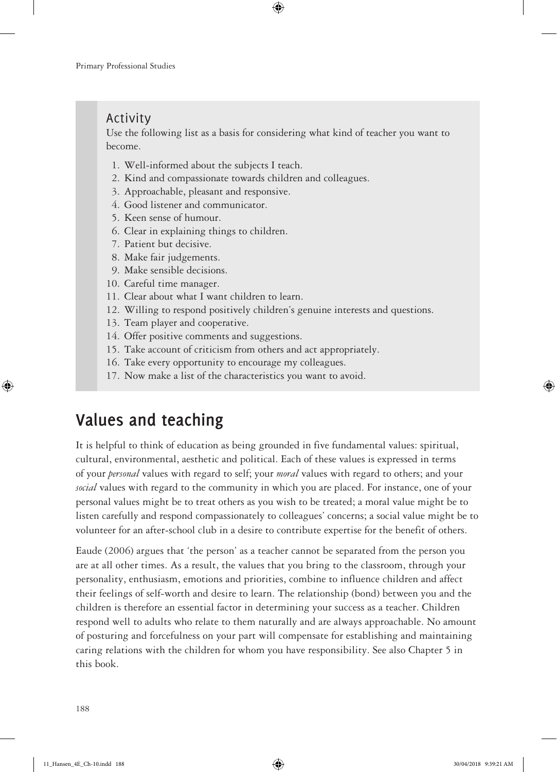### Activity

Use the following list as a basis for considering what kind of teacher you want to become.

1. Well-informed about the subjects I teach.
2. Kind and compassionate towards children and colleagues.
3. Approachable, pleasant and responsive.
4. Good listener and communicator.
5. Keen sense of humour.
6. Clear in explaining things to children.
7. Patient but decisive.
8. Make fair judgements.
9. Make sensible decisions.
10. Careful time manager.
11. Clear about what I want children to learn.
12. Willing to respond positively children's genuine interests and questions.
13. Team player and cooperative.
14. Offer positive comments and suggestions.
15. Take account of criticism from others and act appropriately.
16. Take every opportunity to encourage my colleagues.
17. Now make a list of the characteristics you want to avoid.

## Values and teaching

It is helpful to think of education as being grounded in five fundamental values: spiritual, cultural, environmental, aesthetic and political. Each of these values is expressed in terms of your *personal* values with regard to self; your *moral* values with regard to others; and your *social* values with regard to the community in which you are placed. For instance, one of your personal values might be to treat others as you wish to be treated; a moral value might be to listen carefully and respond compassionately to colleagues' concerns; a social value might be to volunteer for an after-school club in a desire to contribute expertise for the benefit of others.

Eaude (2006) argues that 'the person' as a teacher cannot be separated from the person you are at all other times. As a result, the values that you bring to the classroom, through your personality, enthusiasm, emotions and priorities, combine to influence children and affect their feelings of self-worth and desire to learn. The relationship (bond) between you and the children is therefore an essential factor in determining your success as a teacher. Children respond well to adults who relate to them naturally and are always approachable. No amount of posturing and forcefulness on your part will compensate for establishing and maintaining caring relations with the children for whom you have responsibility. See also Chapter 5 in this book.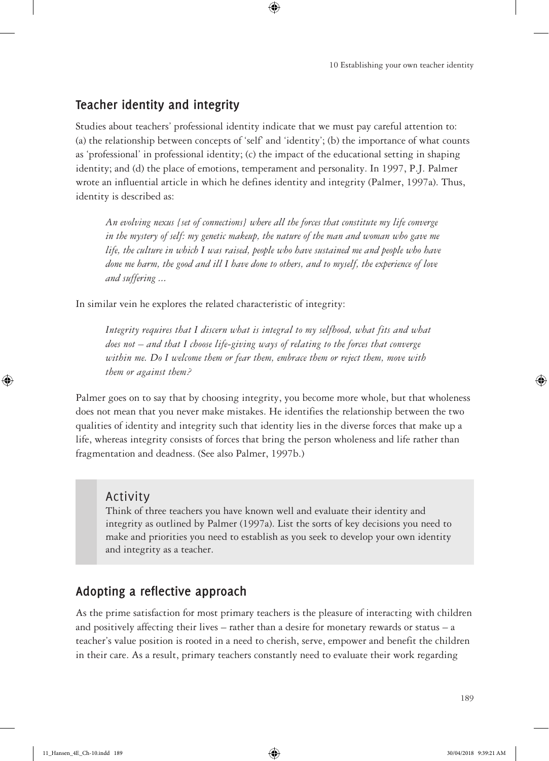## Teacher identity and integrity

Studies about teachers' professional identity indicate that we must pay careful attention to: (a) the relationship between concepts of 'self' and 'identity'; (b) the importance of what counts as 'professional' in professional identity; (c) the impact of the educational setting in shaping identity; and (d) the place of emotions, temperament and personality. In 1997, P.J. Palmer wrote an influential article in which he defines identity and integrity (Palmer, 1997a). Thus, identity is described as:

> *An evolving nexus {set of connections} where all the forces that constitute my life converge in the mystery of self: my genetic makeup, the nature of the man and woman who gave me life, the culture in which I was raised, people who have sustained me and people who have done me harm, the good and ill I have done to others, and to myself, the experience of love and suffering ...*

In similar vein he explores the related characteristic of integrity:

> *Integrity requires that I discern what is integral to my selfhood, what fits and what does not – and that I choose life-giving ways of relating to the forces that converge within me. Do I welcome them or fear them, embrace them or reject them, move with them or against them?*

Palmer goes on to say that by choosing integrity, you become more whole, but that wholeness does not mean that you never make mistakes. He identifies the relationship between the two qualities of identity and integrity such that identity lies in the diverse forces that make up a life, whereas integrity consists of forces that bring the person wholeness and life rather than fragmentation and deadness. (See also Palmer, 1997b.)

> ### Activity
> Think of three teachers you have known well and evaluate their identity and integrity as outlined by Palmer (1997a). List the sorts of key decisions you need to make and priorities you need to establish as you seek to develop your own identity and integrity as a teacher.

## Adopting a reflective approach

As the prime satisfaction for most primary teachers is the pleasure of interacting with children and positively affecting their lives – rather than a desire for monetary rewards or status – a teacher's value position is rooted in a need to cherish, serve, empower and benefit the children in their care. As a result, primary teachers constantly need to evaluate their work regarding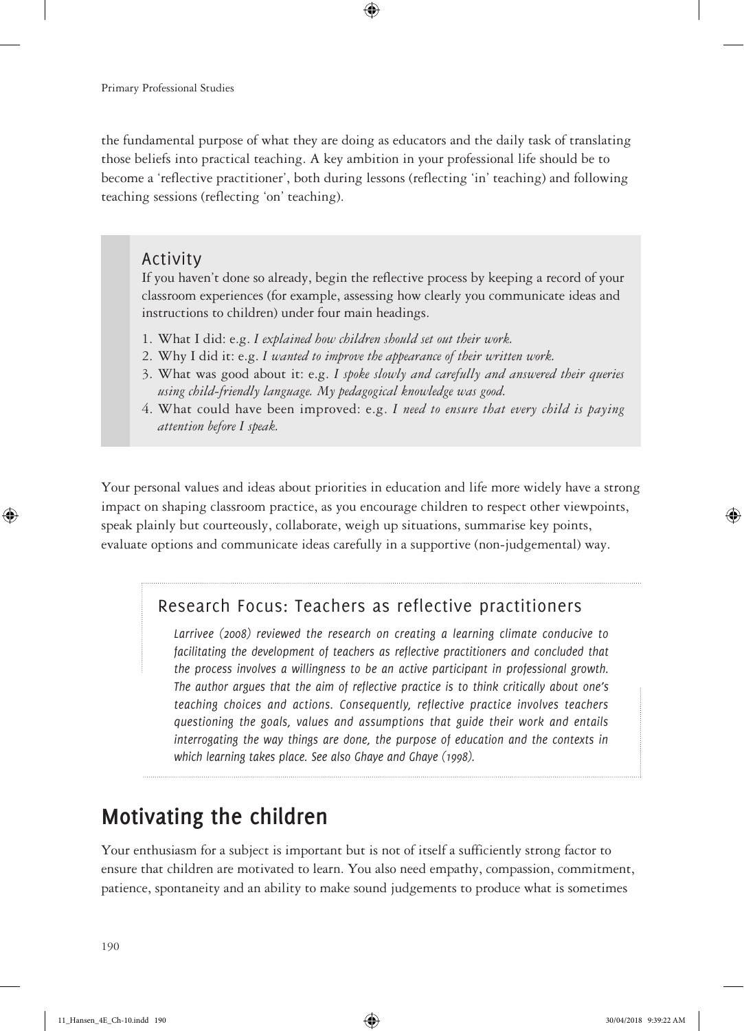the fundamental purpose of what they are doing as educators and the daily task of translating those beliefs into practical teaching. A key ambition in your professional life should be to become a 'reflective practitioner', both during lessons (reflecting 'in' teaching) and following teaching sessions (reflecting 'on' teaching).

### Activity

If you haven't done so already, begin the reflective process by keeping a record of your classroom experiences (for example, assessing how clearly you communicate ideas and instructions to children) under four main headings.

1. What I did: e.g. *I explained how children should set out their work.*
2. Why I did it: e.g. *I wanted to improve the appearance of their written work.*
3. What was good about it: e.g. *I spoke slowly and carefully and answered their queries using child-friendly language. My pedagogical knowledge was good.*
4. What could have been improved: e.g. *I need to ensure that every child is paying attention before I speak.*

Your personal values and ideas about priorities in education and life more widely have a strong impact on shaping classroom practice, as you encourage children to respect other viewpoints, speak plainly but courteously, collaborate, weigh up situations, summarise key points, evaluate options and communicate ideas carefully in a supportive (non-judgemental) way.

### Research Focus: Teachers as reflective practitioners

*Larrivee (2008) reviewed the research on creating a learning climate conducive to facilitating the development of teachers as reflective practitioners and concluded that the process involves a willingness to be an active participant in professional growth. The author argues that the aim of reflective practice is to think critically about one's teaching choices and actions. Consequently, reflective practice involves teachers questioning the goals, values and assumptions that guide their work and entails interrogating the way things are done, the purpose of education and the contexts in which learning takes place. See also Ghaye and Ghaye (1998).*

## Motivating the children

Your enthusiasm for a subject is important but is not of itself a sufficiently strong factor to ensure that children are motivated to learn. You also need empathy, compassion, commitment, patience, spontaneity and an ability to make sound judgements to produce what is sometimes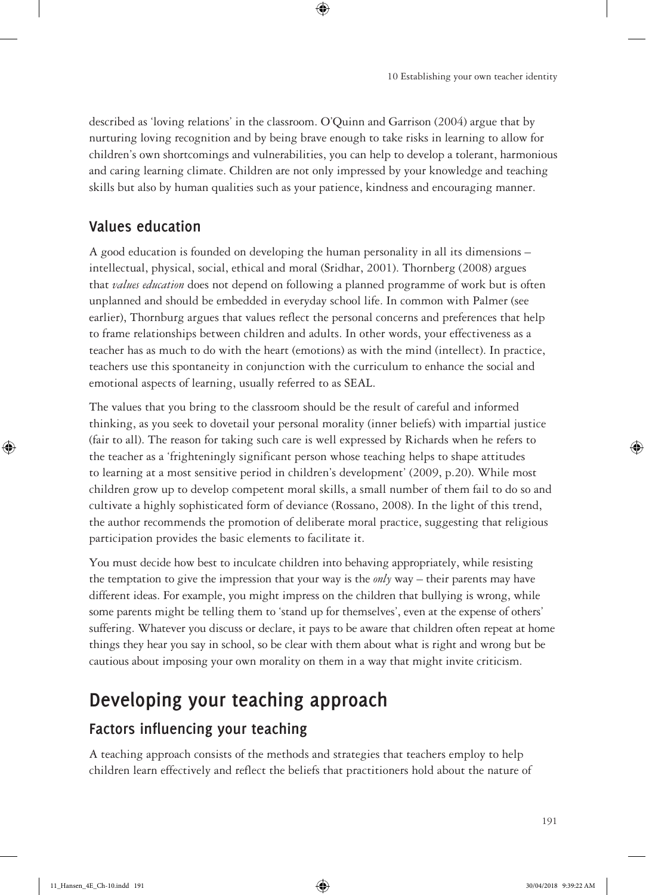described as 'loving relations' in the classroom. O'Quinn and Garrison (2004) argue that by nurturing loving recognition and by being brave enough to take risks in learning to allow for children's own shortcomings and vulnerabilities, you can help to develop a tolerant, harmonious and caring learning climate. Children are not only impressed by your knowledge and teaching skills but also by human qualities such as your patience, kindness and encouraging manner.

### Values education

A good education is founded on developing the human personality in all its dimensions – intellectual, physical, social, ethical and moral (Sridhar, 2001). Thornberg (2008) argues that *values education* does not depend on following a planned programme of work but is often unplanned and should be embedded in everyday school life. In common with Palmer (see earlier), Thornburg argues that values reflect the personal concerns and preferences that help to frame relationships between children and adults. In other words, your effectiveness as a teacher has as much to do with the heart (emotions) as with the mind (intellect). In practice, teachers use this spontaneity in conjunction with the curriculum to enhance the social and emotional aspects of learning, usually referred to as SEAL.

The values that you bring to the classroom should be the result of careful and informed thinking, as you seek to dovetail your personal morality (inner beliefs) with impartial justice (fair to all). The reason for taking such care is well expressed by Richards when he refers to the teacher as a 'frighteningly significant person whose teaching helps to shape attitudes to learning at a most sensitive period in children's development' (2009, p.20). While most children grow up to develop competent moral skills, a small number of them fail to do so and cultivate a highly sophisticated form of deviance (Rossano, 2008). In the light of this trend, the author recommends the promotion of deliberate moral practice, suggesting that religious participation provides the basic elements to facilitate it.

You must decide how best to inculcate children into behaving appropriately, while resisting the temptation to give the impression that your way is the *only* way – their parents may have different ideas. For example, you might impress on the children that bullying is wrong, while some parents might be telling them to 'stand up for themselves', even at the expense of others' suffering. Whatever you discuss or declare, it pays to be aware that children often repeat at home things they hear you say in school, so be clear with them about what is right and wrong but be cautious about imposing your own morality on them in a way that might invite criticism.

## Developing your teaching approach

### Factors influencing your teaching

A teaching approach consists of the methods and strategies that teachers employ to help children learn effectively and reflect the beliefs that practitioners hold about the nature of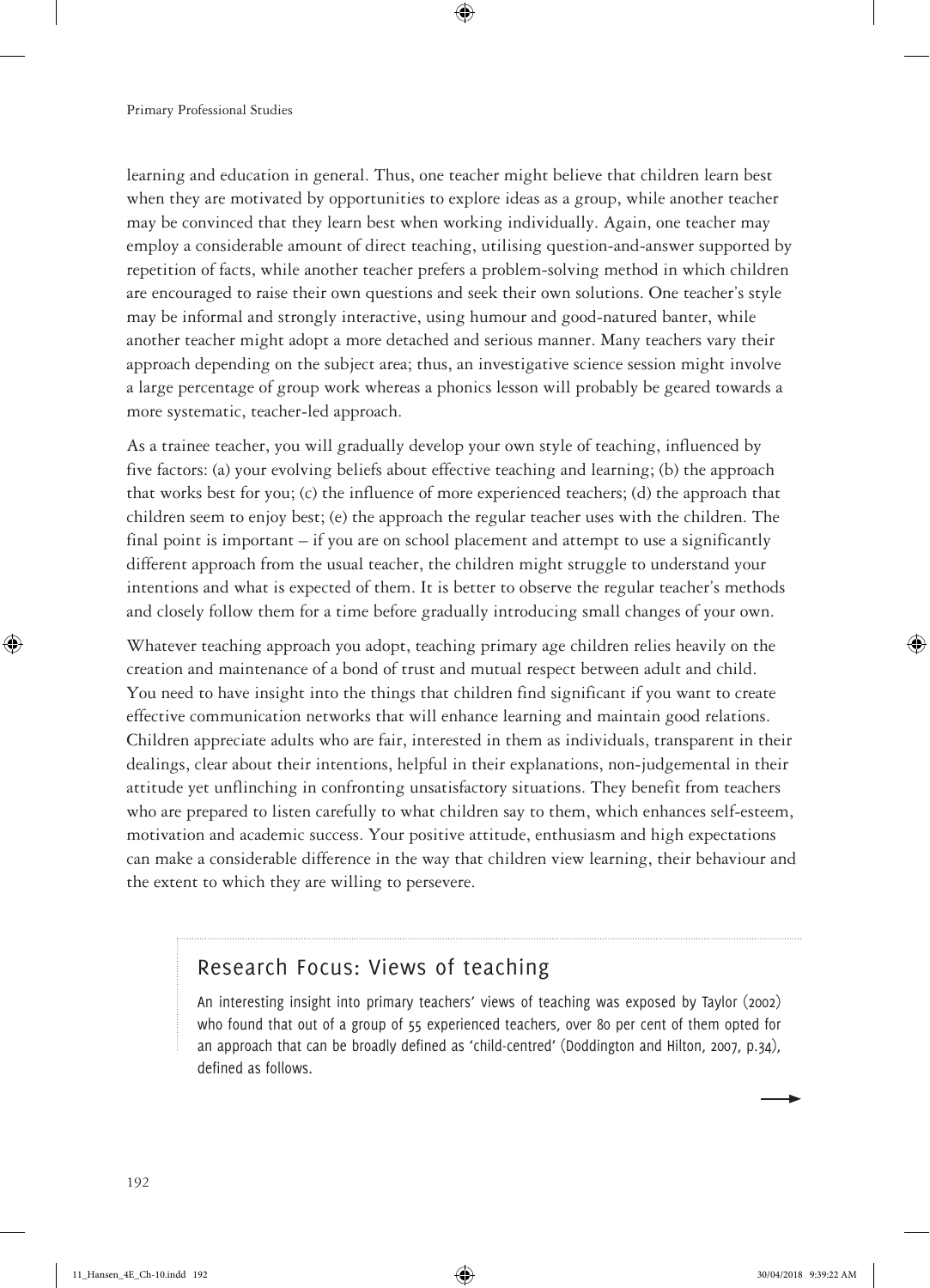learning and education in general. Thus, one teacher might believe that children learn best when they are motivated by opportunities to explore ideas as a group, while another teacher may be convinced that they learn best when working individually. Again, one teacher may employ a considerable amount of direct teaching, utilising question-and-answer supported by repetition of facts, while another teacher prefers a problem-solving method in which children are encouraged to raise their own questions and seek their own solutions. One teacher's style may be informal and strongly interactive, using humour and good-natured banter, while another teacher might adopt a more detached and serious manner. Many teachers vary their approach depending on the subject area; thus, an investigative science session might involve a large percentage of group work whereas a phonics lesson will probably be geared towards a more systematic, teacher-led approach.

As a trainee teacher, you will gradually develop your own style of teaching, influenced by five factors: (a) your evolving beliefs about effective teaching and learning; (b) the approach that works best for you; (c) the influence of more experienced teachers; (d) the approach that children seem to enjoy best; (e) the approach the regular teacher uses with the children. The final point is important – if you are on school placement and attempt to use a significantly different approach from the usual teacher, the children might struggle to understand your intentions and what is expected of them. It is better to observe the regular teacher's methods and closely follow them for a time before gradually introducing small changes of your own.

Whatever teaching approach you adopt, teaching primary age children relies heavily on the creation and maintenance of a bond of trust and mutual respect between adult and child. You need to have insight into the things that children find significant if you want to create effective communication networks that will enhance learning and maintain good relations. Children appreciate adults who are fair, interested in them as individuals, transparent in their dealings, clear about their intentions, helpful in their explanations, non-judgemental in their attitude yet unflinching in confronting unsatisfactory situations. They benefit from teachers who are prepared to listen carefully to what children say to them, which enhances self-esteem, motivation and academic success. Your positive attitude, enthusiasm and high expectations can make a considerable difference in the way that children view learning, their behaviour and the extent to which they are willing to persevere.

## Research Focus: Views of teaching

An interesting insight into primary teachers' views of teaching was exposed by Taylor (2002) who found that out of a group of 55 experienced teachers, over 80 per cent of them opted for an approach that can be broadly defined as 'child-centred' (Doddington and Hilton, 2007, p.34), defined as follows.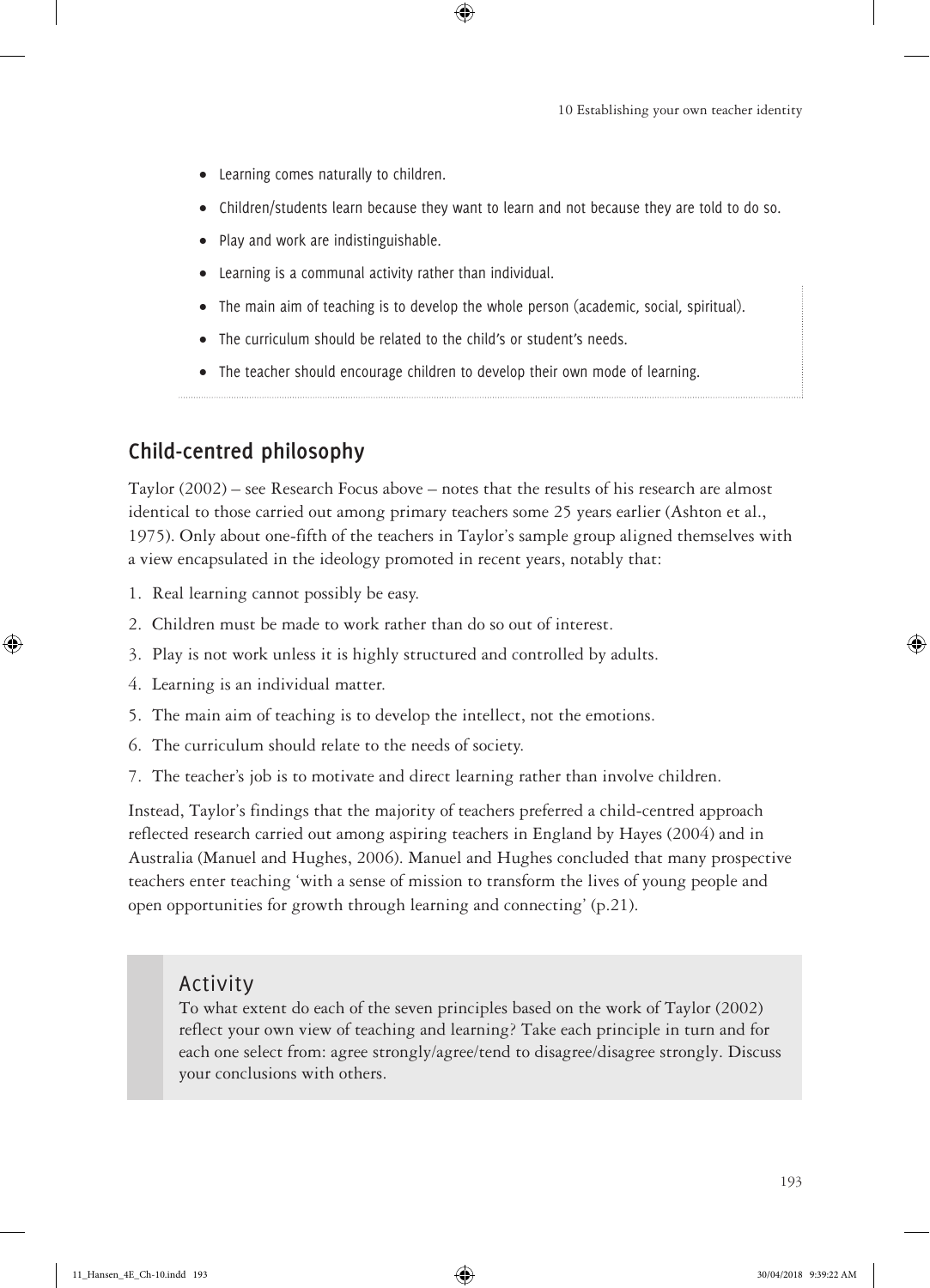- Learning comes naturally to children.
- Children/students learn because they want to learn and not because they are told to do so.
- Play and work are indistinguishable.
- Learning is a communal activity rather than individual.
- The main aim of teaching is to develop the whole person (academic, social, spiritual).
- The curriculum should be related to the child's or student's needs.
- The teacher should encourage children to develop their own mode of learning.

## Child-centred philosophy

Taylor (2002) – see Research Focus above – notes that the results of his research are almost identical to those carried out among primary teachers some 25 years earlier (Ashton et al., 1975). Only about one-fifth of the teachers in Taylor's sample group aligned themselves with a view encapsulated in the ideology promoted in recent years, notably that:

1. Real learning cannot possibly be easy.
2. Children must be made to work rather than do so out of interest.
3. Play is not work unless it is highly structured and controlled by adults.
4. Learning is an individual matter.
5. The main aim of teaching is to develop the intellect, not the emotions.
6. The curriculum should relate to the needs of society.
7. The teacher's job is to motivate and direct learning rather than involve children.

Instead, Taylor's findings that the majority of teachers preferred a child-centred approach reflected research carried out among aspiring teachers in England by Hayes (2004) and in Australia (Manuel and Hughes, 2006). Manuel and Hughes concluded that many prospective teachers enter teaching 'with a sense of mission to transform the lives of young people and open opportunities for growth through learning and connecting' (p.21).

### Activity

To what extent do each of the seven principles based on the work of Taylor (2002) reflect your own view of teaching and learning? Take each principle in turn and for each one select from: agree strongly/agree/tend to disagree/disagree strongly. Discuss your conclusions with others.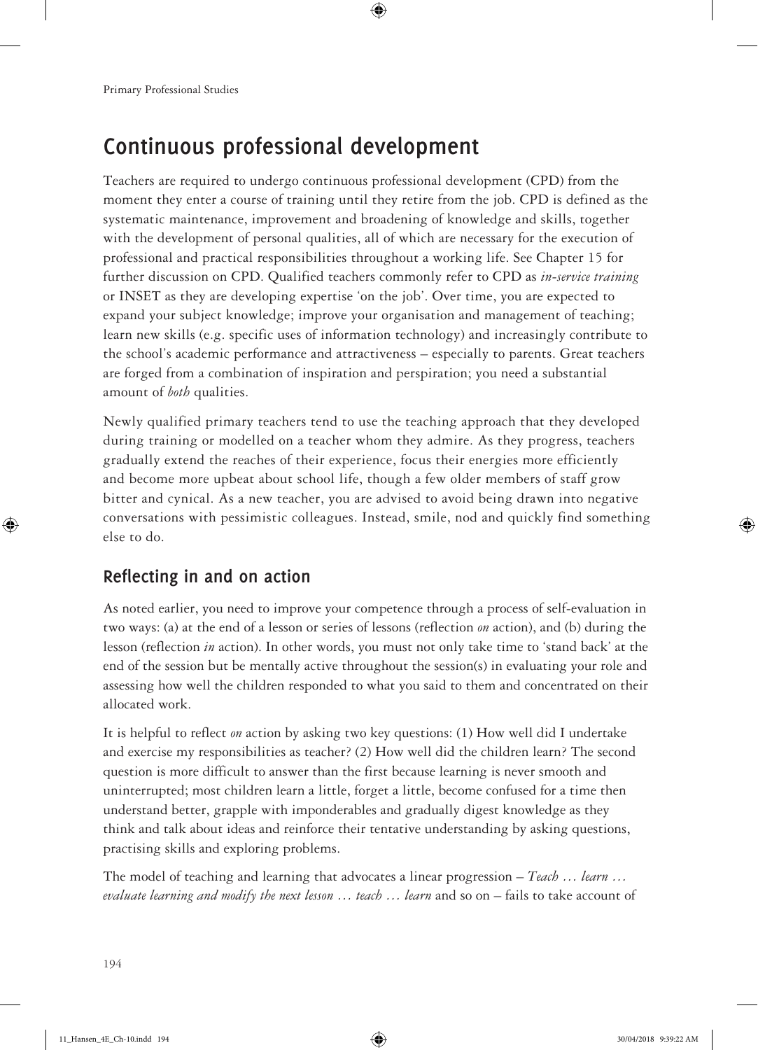## Continuous professional development

Teachers are required to undergo continuous professional development (CPD) from the moment they enter a course of training until they retire from the job. CPD is defined as the systematic maintenance, improvement and broadening of knowledge and skills, together with the development of personal qualities, all of which are necessary for the execution of professional and practical responsibilities throughout a working life. See Chapter 15 for further discussion on CPD. Qualified teachers commonly refer to CPD as *in-service training* or INSET as they are developing expertise 'on the job'. Over time, you are expected to expand your subject knowledge; improve your organisation and management of teaching; learn new skills (e.g. specific uses of information technology) and increasingly contribute to the school's academic performance and attractiveness – especially to parents. Great teachers are forged from a combination of inspiration and perspiration; you need a substantial amount of *both* qualities.

Newly qualified primary teachers tend to use the teaching approach that they developed during training or modelled on a teacher whom they admire. As they progress, teachers gradually extend the reaches of their experience, focus their energies more efficiently and become more upbeat about school life, though a few older members of staff grow bitter and cynical. As a new teacher, you are advised to avoid being drawn into negative conversations with pessimistic colleagues. Instead, smile, nod and quickly find something else to do.

### Reflecting in and on action

As noted earlier, you need to improve your competence through a process of self-evaluation in two ways: (a) at the end of a lesson or series of lessons (reflection *on* action), and (b) during the lesson (reflection *in* action). In other words, you must not only take time to 'stand back' at the end of the session but be mentally active throughout the session(s) in evaluating your role and assessing how well the children responded to what you said to them and concentrated on their allocated work.

It is helpful to reflect *on* action by asking two key questions: (1) How well did I undertake and exercise my responsibilities as teacher? (2) How well did the children learn? The second question is more difficult to answer than the first because learning is never smooth and uninterrupted; most children learn a little, forget a little, become confused for a time then understand better, grapple with imponderables and gradually digest knowledge as they think and talk about ideas and reinforce their tentative understanding by asking questions, practising skills and exploring problems.

The model of teaching and learning that advocates a linear progression – *Teach … learn … evaluate learning and modify the next lesson … teach … learn* and so on – fails to take account of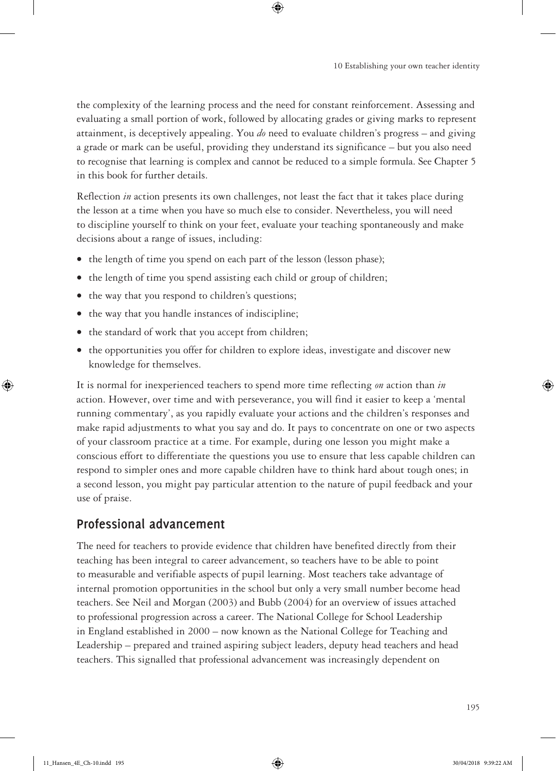the complexity of the learning process and the need for constant reinforcement. Assessing and evaluating a small portion of work, followed by allocating grades or giving marks to represent attainment, is deceptively appealing. You *do* need to evaluate children's progress – and giving a grade or mark can be useful, providing they understand its significance – but you also need to recognise that learning is complex and cannot be reduced to a simple formula. See Chapter 5 in this book for further details.

Reflection *in* action presents its own challenges, not least the fact that it takes place during the lesson at a time when you have so much else to consider. Nevertheless, you will need to discipline yourself to think on your feet, evaluate your teaching spontaneously and make decisions about a range of issues, including:

- the length of time you spend on each part of the lesson (lesson phase);
- the length of time you spend assisting each child or group of children;
- the way that you respond to children's questions;
- the way that you handle instances of indiscipline;
- the standard of work that you accept from children;
- the opportunities you offer for children to explore ideas, investigate and discover new knowledge for themselves.

It is normal for inexperienced teachers to spend more time reflecting *on* action than *in* action. However, over time and with perseverance, you will find it easier to keep a 'mental running commentary', as you rapidly evaluate your actions and the children's responses and make rapid adjustments to what you say and do. It pays to concentrate on one or two aspects of your classroom practice at a time. For example, during one lesson you might make a conscious effort to differentiate the questions you use to ensure that less capable children can respond to simpler ones and more capable children have to think hard about tough ones; in a second lesson, you might pay particular attention to the nature of pupil feedback and your use of praise.

## Professional advancement

The need for teachers to provide evidence that children have benefited directly from their teaching has been integral to career advancement, so teachers have to be able to point to measurable and verifiable aspects of pupil learning. Most teachers take advantage of internal promotion opportunities in the school but only a very small number become head teachers. See Neil and Morgan (2003) and Bubb (2004) for an overview of issues attached to professional progression across a career. The National College for School Leadership in England established in 2000 – now known as the National College for Teaching and Leadership – prepared and trained aspiring subject leaders, deputy head teachers and head teachers. This signalled that professional advancement was increasingly dependent on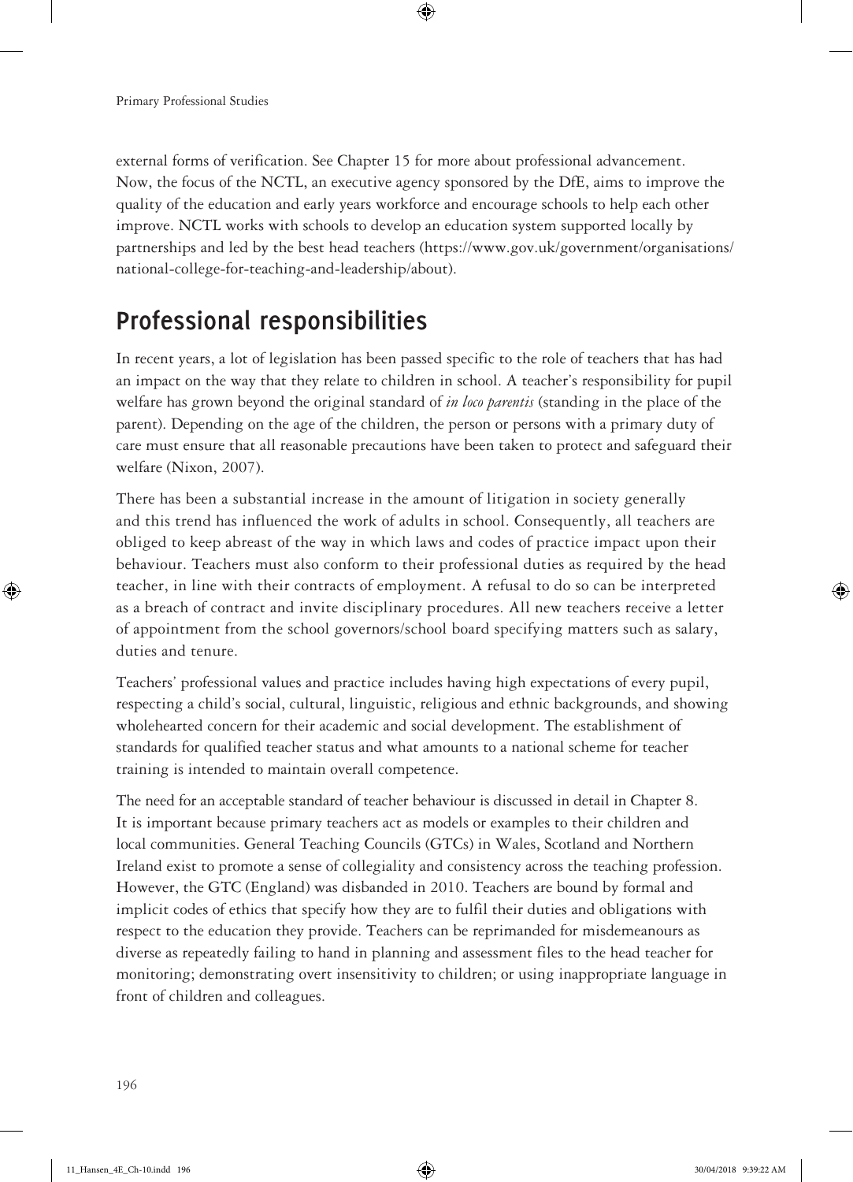external forms of verification. See Chapter 15 for more about professional advancement. Now, the focus of the NCTL, an executive agency sponsored by the DfE, aims to improve the quality of the education and early years workforce and encourage schools to help each other improve. NCTL works with schools to develop an education system supported locally by partnerships and led by the best head teachers (https://www.gov.uk/government/organisations/national-college-for-teaching-and-leadership/about).

## Professional responsibilities

In recent years, a lot of legislation has been passed specific to the role of teachers that has had an impact on the way that they relate to children in school. A teacher's responsibility for pupil welfare has grown beyond the original standard of *in loco parentis* (standing in the place of the parent). Depending on the age of the children, the person or persons with a primary duty of care must ensure that all reasonable precautions have been taken to protect and safeguard their welfare (Nixon, 2007).

There has been a substantial increase in the amount of litigation in society generally and this trend has influenced the work of adults in school. Consequently, all teachers are obliged to keep abreast of the way in which laws and codes of practice impact upon their behaviour. Teachers must also conform to their professional duties as required by the head teacher, in line with their contracts of employment. A refusal to do so can be interpreted as a breach of contract and invite disciplinary procedures. All new teachers receive a letter of appointment from the school governors/school board specifying matters such as salary, duties and tenure.

Teachers' professional values and practice includes having high expectations of every pupil, respecting a child's social, cultural, linguistic, religious and ethnic backgrounds, and showing wholehearted concern for their academic and social development. The establishment of standards for qualified teacher status and what amounts to a national scheme for teacher training is intended to maintain overall competence.

The need for an acceptable standard of teacher behaviour is discussed in detail in Chapter 8. It is important because primary teachers act as models or examples to their children and local communities. General Teaching Councils (GTCs) in Wales, Scotland and Northern Ireland exist to promote a sense of collegiality and consistency across the teaching profession. However, the GTC (England) was disbanded in 2010. Teachers are bound by formal and implicit codes of ethics that specify how they are to fulfil their duties and obligations with respect to the education they provide. Teachers can be reprimanded for misdemeanours as diverse as repeatedly failing to hand in planning and assessment files to the head teacher for monitoring; demonstrating overt insensitivity to children; or using inappropriate language in front of children and colleagues.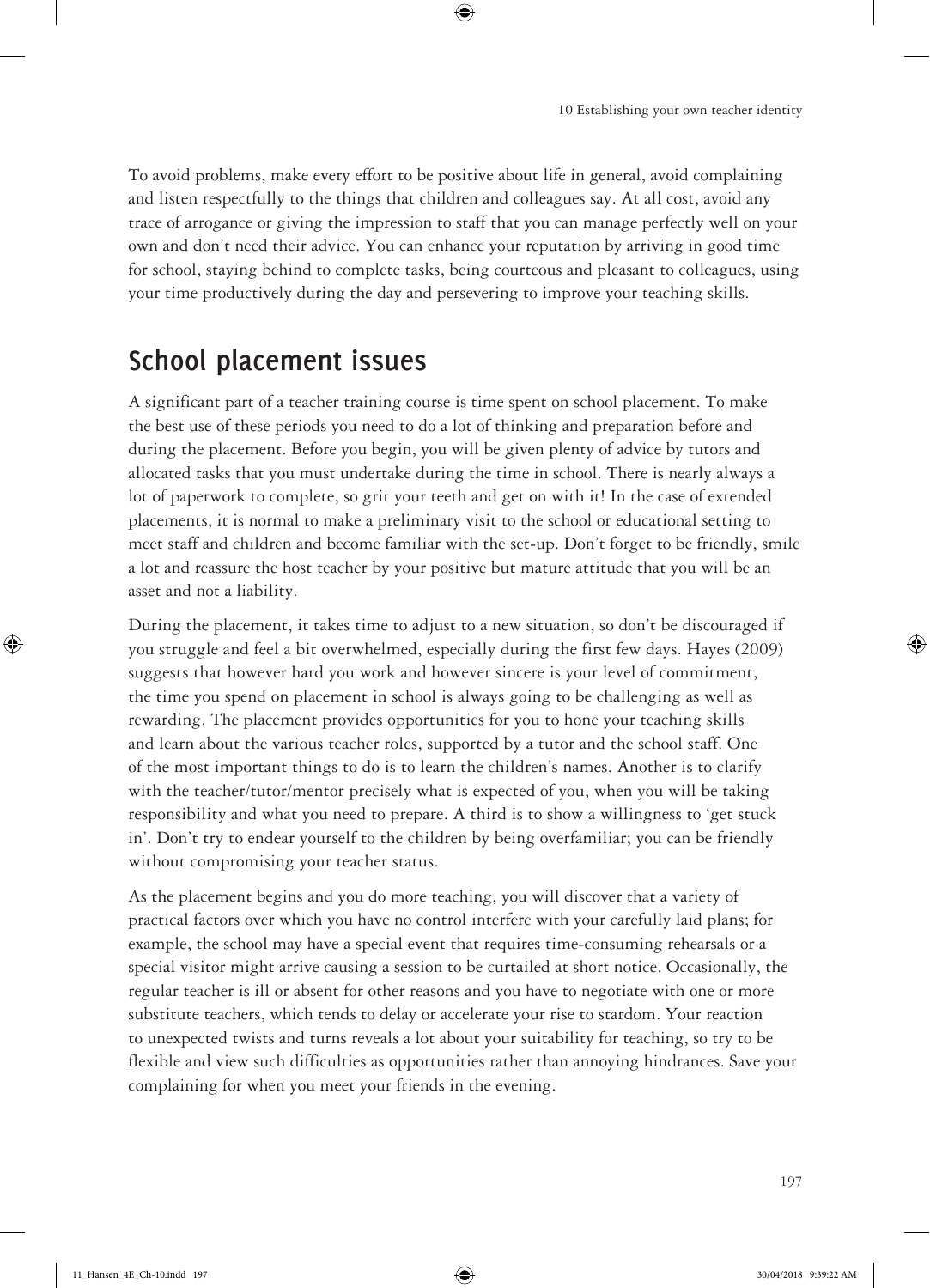To avoid problems, make every effort to be positive about life in general, avoid complaining and listen respectfully to the things that children and colleagues say. At all cost, avoid any trace of arrogance or giving the impression to staff that you can manage perfectly well on your own and don't need their advice. You can enhance your reputation by arriving in good time for school, staying behind to complete tasks, being courteous and pleasant to colleagues, using your time productively during the day and persevering to improve your teaching skills.

## School placement issues

A significant part of a teacher training course is time spent on school placement. To make the best use of these periods you need to do a lot of thinking and preparation before and during the placement. Before you begin, you will be given plenty of advice by tutors and allocated tasks that you must undertake during the time in school. There is nearly always a lot of paperwork to complete, so grit your teeth and get on with it! In the case of extended placements, it is normal to make a preliminary visit to the school or educational setting to meet staff and children and become familiar with the set-up. Don't forget to be friendly, smile a lot and reassure the host teacher by your positive but mature attitude that you will be an asset and not a liability.

During the placement, it takes time to adjust to a new situation, so don't be discouraged if you struggle and feel a bit overwhelmed, especially during the first few days. Hayes (2009) suggests that however hard you work and however sincere is your level of commitment, the time you spend on placement in school is always going to be challenging as well as rewarding. The placement provides opportunities for you to hone your teaching skills and learn about the various teacher roles, supported by a tutor and the school staff. One of the most important things to do is to learn the children's names. Another is to clarify with the teacher/tutor/mentor precisely what is expected of you, when you will be taking responsibility and what you need to prepare. A third is to show a willingness to 'get stuck in'. Don't try to endear yourself to the children by being overfamiliar; you can be friendly without compromising your teacher status.

As the placement begins and you do more teaching, you will discover that a variety of practical factors over which you have no control interfere with your carefully laid plans; for example, the school may have a special event that requires time-consuming rehearsals or a special visitor might arrive causing a session to be curtailed at short notice. Occasionally, the regular teacher is ill or absent for other reasons and you have to negotiate with one or more substitute teachers, which tends to delay or accelerate your rise to stardom. Your reaction to unexpected twists and turns reveals a lot about your suitability for teaching, so try to be flexible and view such difficulties as opportunities rather than annoying hindrances. Save your complaining for when you meet your friends in the evening.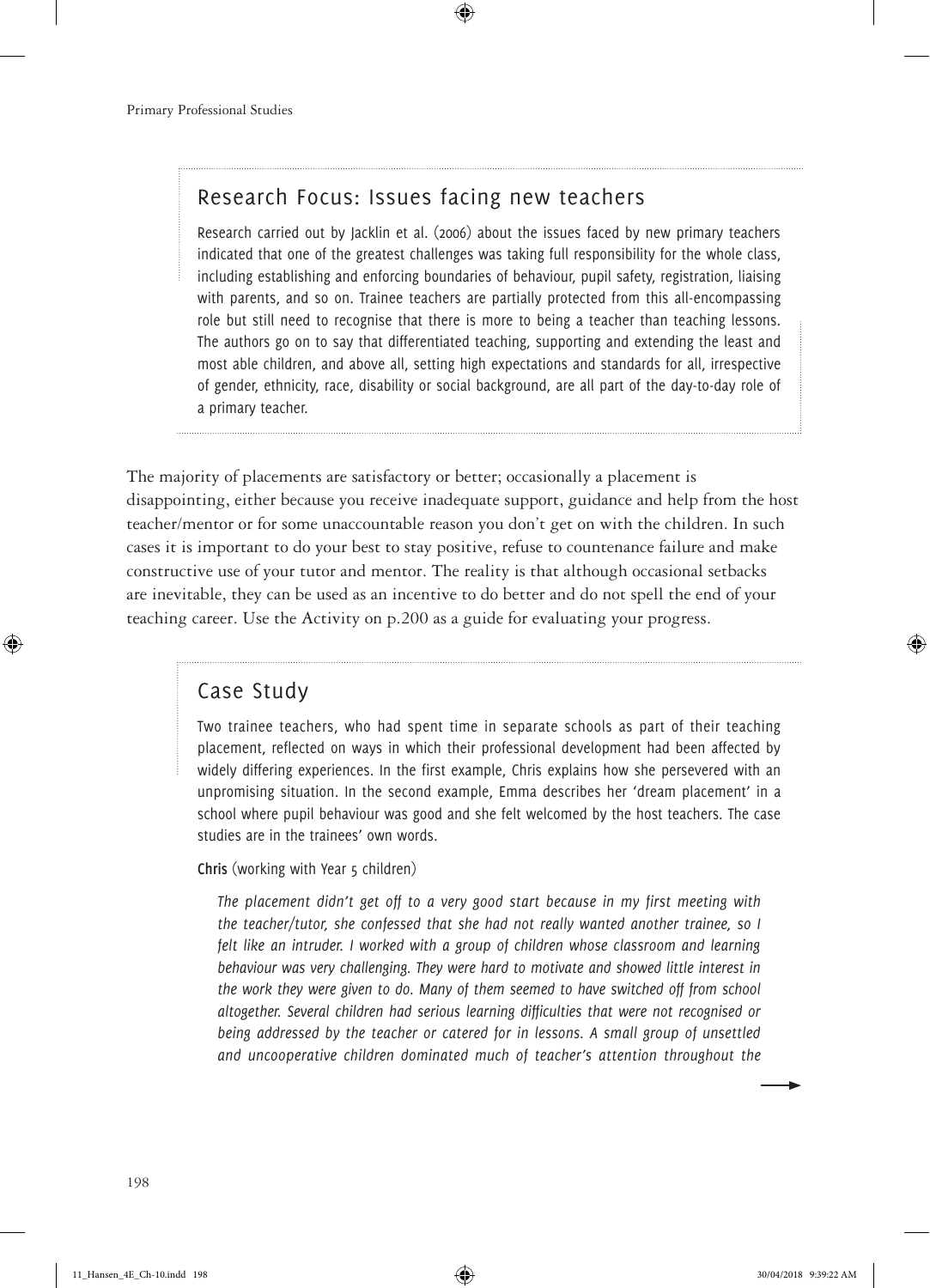## Research Focus: Issues facing new teachers

Research carried out by Jacklin et al. (2006) about the issues faced by new primary teachers indicated that one of the greatest challenges was taking full responsibility for the whole class, including establishing and enforcing boundaries of behaviour, pupil safety, registration, liaising with parents, and so on. Trainee teachers are partially protected from this all-encompassing role but still need to recognise that there is more to being a teacher than teaching lessons. The authors go on to say that differentiated teaching, supporting and extending the least and most able children, and above all, setting high expectations and standards for all, irrespective of gender, ethnicity, race, disability or social background, are all part of the day-to-day role of a primary teacher.

The majority of placements are satisfactory or better; occasionally a placement is disappointing, either because you receive inadequate support, guidance and help from the host teacher/mentor or for some unaccountable reason you don't get on with the children. In such cases it is important to do your best to stay positive, refuse to countenance failure and make constructive use of your tutor and mentor. The reality is that although occasional setbacks are inevitable, they can be used as an incentive to do better and do not spell the end of your teaching career. Use the Activity on p.200 as a guide for evaluating your progress.

## Case Study

Two trainee teachers, who had spent time in separate schools as part of their teaching placement, reflected on ways in which their professional development had been affected by widely differing experiences. In the first example, Chris explains how she persevered with an unpromising situation. In the second example, Emma describes her 'dream placement' in a school where pupil behaviour was good and she felt welcomed by the host teachers. The case studies are in the trainees' own words.

**Chris** (working with Year 5 children)

> *The placement didn't get off to a very good start because in my first meeting with the teacher/tutor, she confessed that she had not really wanted another trainee, so I felt like an intruder. I worked with a group of children whose classroom and learning behaviour was very challenging. They were hard to motivate and showed little interest in the work they were given to do. Many of them seemed to have switched off from school altogether. Several children had serious learning difficulties that were not recognised or being addressed by the teacher or catered for in lessons. A small group of unsettled and uncooperative children dominated much of teacher's attention throughout the*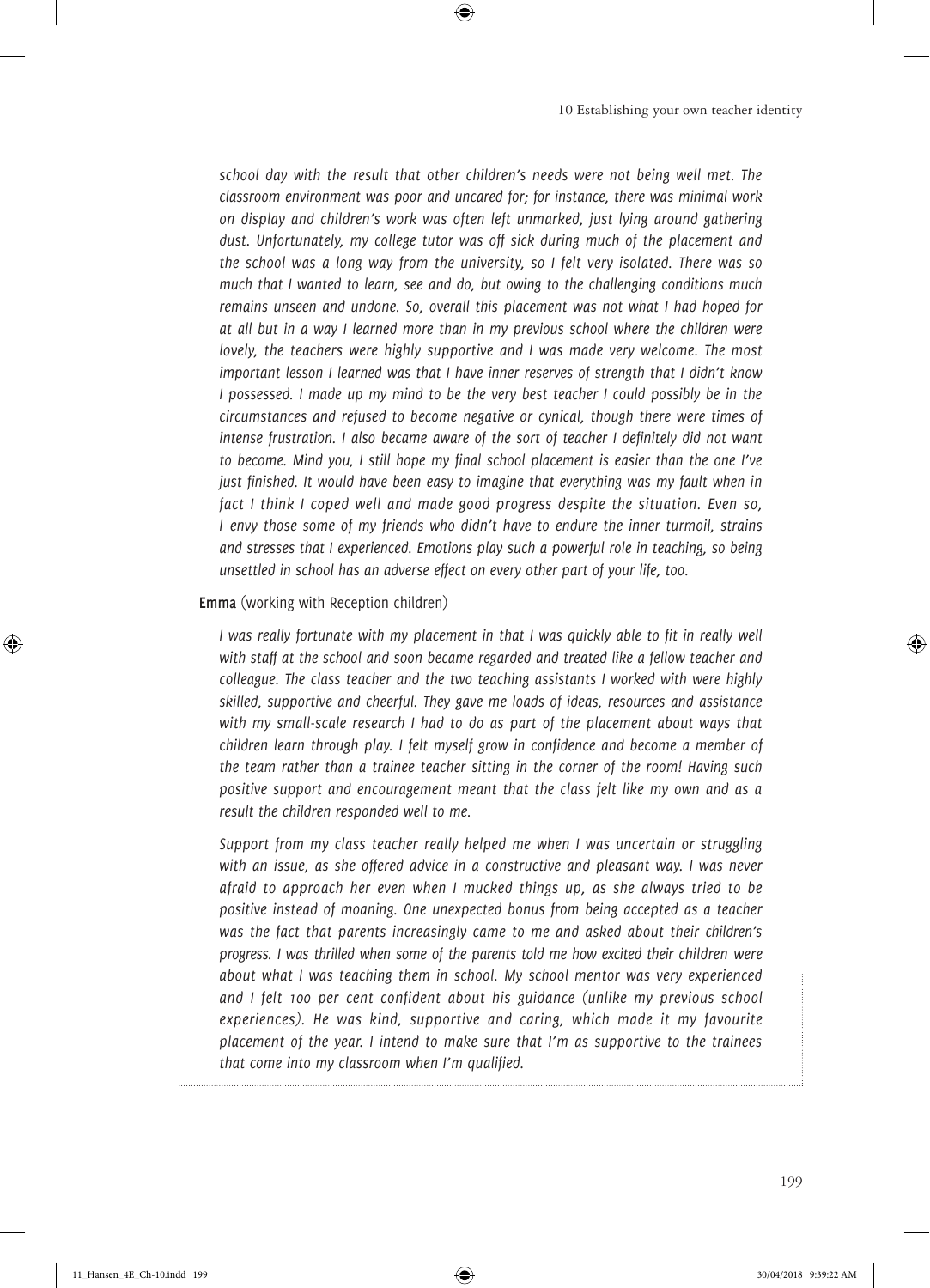*school day with the result that other children's needs were not being well met. The classroom environment was poor and uncared for; for instance, there was minimal work on display and children's work was often left unmarked, just lying around gathering dust. Unfortunately, my college tutor was off sick during much of the placement and the school was a long way from the university, so I felt very isolated. There was so much that I wanted to learn, see and do, but owing to the challenging conditions much remains unseen and undone. So, overall this placement was not what I had hoped for at all but in a way I learned more than in my previous school where the children were lovely, the teachers were highly supportive and I was made very welcome. The most important lesson I learned was that I have inner reserves of strength that I didn't know I possessed. I made up my mind to be the very best teacher I could possibly be in the circumstances and refused to become negative or cynical, though there were times of intense frustration. I also became aware of the sort of teacher I definitely did not want to become. Mind you, I still hope my final school placement is easier than the one I've just finished. It would have been easy to imagine that everything was my fault when in fact I think I coped well and made good progress despite the situation. Even so, I envy those some of my friends who didn't have to endure the inner turmoil, strains and stresses that I experienced. Emotions play such a powerful role in teaching, so being unsettled in school has an adverse effect on every other part of your life, too.*

**Emma** (working with Reception children)

*I was really fortunate with my placement in that I was quickly able to fit in really well with staff at the school and soon became regarded and treated like a fellow teacher and colleague. The class teacher and the two teaching assistants I worked with were highly skilled, supportive and cheerful. They gave me loads of ideas, resources and assistance with my small-scale research I had to do as part of the placement about ways that children learn through play. I felt myself grow in confidence and become a member of the team rather than a trainee teacher sitting in the corner of the room! Having such positive support and encouragement meant that the class felt like my own and as a result the children responded well to me.*

*Support from my class teacher really helped me when I was uncertain or struggling with an issue, as she offered advice in a constructive and pleasant way. I was never afraid to approach her even when I mucked things up, as she always tried to be positive instead of moaning. One unexpected bonus from being accepted as a teacher was the fact that parents increasingly came to me and asked about their children's progress. I was thrilled when some of the parents told me how excited their children were about what I was teaching them in school. My school mentor was very experienced and I felt 100 per cent confident about his guidance (unlike my previous school experiences). He was kind, supportive and caring, which made it my favourite placement of the year. I intend to make sure that I'm as supportive to the trainees that come into my classroom when I'm qualified.*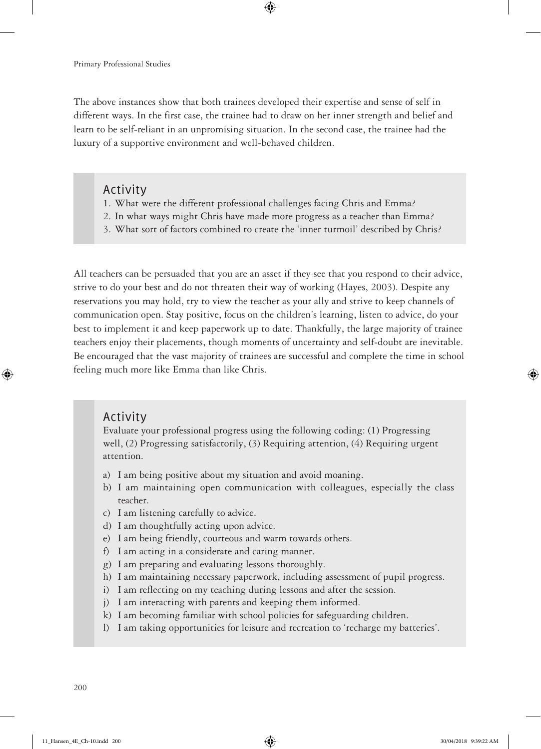The above instances show that both trainees developed their expertise and sense of self in different ways. In the first case, the trainee had to draw on her inner strength and belief and learn to be self-reliant in an unpromising situation. In the second case, the trainee had the luxury of a supportive environment and well-behaved children.

### Activity

1. What were the different professional challenges facing Chris and Emma?
2. In what ways might Chris have made more progress as a teacher than Emma?
3. What sort of factors combined to create the 'inner turmoil' described by Chris?

All teachers can be persuaded that you are an asset if they see that you respond to their advice, strive to do your best and do not threaten their way of working (Hayes, 2003). Despite any reservations you may hold, try to view the teacher as your ally and strive to keep channels of communication open. Stay positive, focus on the children's learning, listen to advice, do your best to implement it and keep paperwork up to date. Thankfully, the large majority of trainee teachers enjoy their placements, though moments of uncertainty and self-doubt are inevitable. Be encouraged that the vast majority of trainees are successful and complete the time in school feeling much more like Emma than like Chris.

### Activity

Evaluate your professional progress using the following coding: (1) Progressing well, (2) Progressing satisfactorily, (3) Requiring attention, (4) Requiring urgent attention.

a) I am being positive about my situation and avoid moaning.
b) I am maintaining open communication with colleagues, especially the class teacher.
c) I am listening carefully to advice.
d) I am thoughtfully acting upon advice.
e) I am being friendly, courteous and warm towards others.
f) I am acting in a considerate and caring manner.
g) I am preparing and evaluating lessons thoroughly.
h) I am maintaining necessary paperwork, including assessment of pupil progress.
i) I am reflecting on my teaching during lessons and after the session.
j) I am interacting with parents and keeping them informed.
k) I am becoming familiar with school policies for safeguarding children.
l) I am taking opportunities for leisure and recreation to 'recharge my batteries'.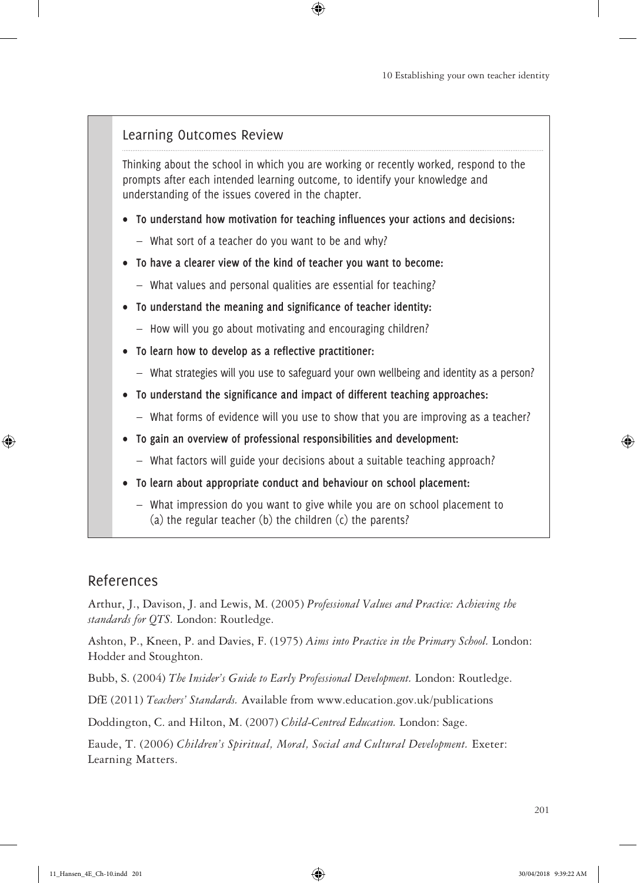## Learning Outcomes Review

Thinking about the school in which you are working or recently worked, respond to the prompts after each intended learning outcome, to identify your knowledge and understanding of the issues covered in the chapter.

- **To understand how motivation for teaching influences your actions and decisions:**
  - What sort of a teacher do you want to be and why?
- **To have a clearer view of the kind of teacher you want to become:**
  - What values and personal qualities are essential for teaching?
- **To understand the meaning and significance of teacher identity:**
  - How will you go about motivating and encouraging children?
- **To learn how to develop as a reflective practitioner:**
  - What strategies will you use to safeguard your own wellbeing and identity as a person?
- **To understand the significance and impact of different teaching approaches:**
  - What forms of evidence will you use to show that you are improving as a teacher?
- **To gain an overview of professional responsibilities and development:**
  - What factors will guide your decisions about a suitable teaching approach?
- **To learn about appropriate conduct and behaviour on school placement:**
  - What impression do you want to give while you are on school placement to (a) the regular teacher (b) the children (c) the parents?

## References

Arthur, J., Davison, J. and Lewis, M. (2005) *Professional Values and Practice: Achieving the standards for QTS.* London: Routledge.

Ashton, P., Kneen, P. and Davies, F. (1975) *Aims into Practice in the Primary School.* London: Hodder and Stoughton.

Bubb, S. (2004) *The Insider's Guide to Early Professional Development.* London: Routledge.

DfE (2011) *Teachers' Standards.* Available from www.education.gov.uk/publications

Doddington, C. and Hilton, M. (2007) *Child-Centred Education.* London: Sage.

Eaude, T. (2006) *Children's Spiritual, Moral, Social and Cultural Development.* Exeter: Learning Matters.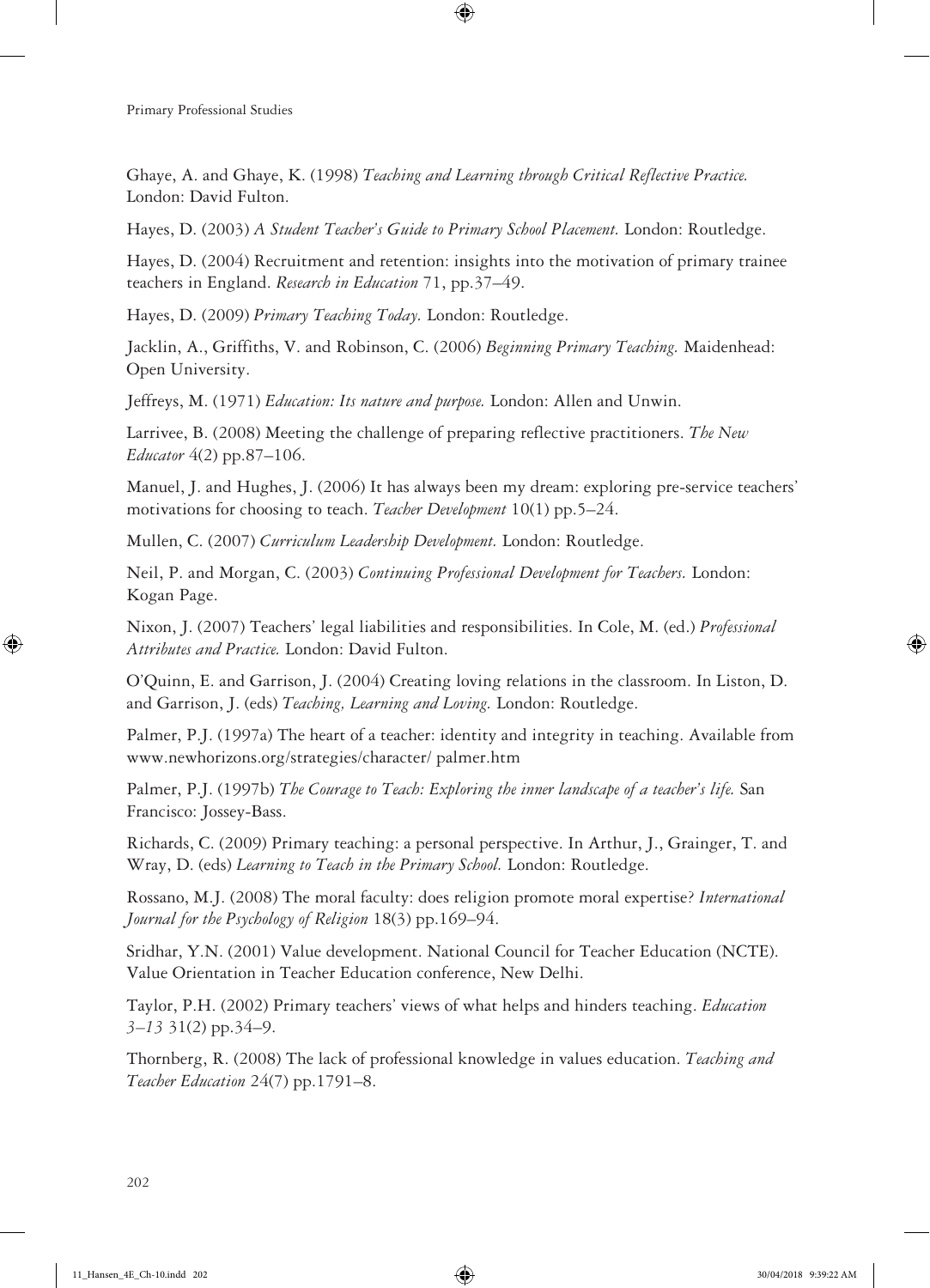Ghaye, A. and Ghaye, K. (1998) *Teaching and Learning through Critical Reflective Practice.* London: David Fulton.

Hayes, D. (2003) *A Student Teacher's Guide to Primary School Placement.* London: Routledge.

Hayes, D. (2004) Recruitment and retention: insights into the motivation of primary trainee teachers in England. *Research in Education* 71, pp.37–49.

Hayes, D. (2009) *Primary Teaching Today.* London: Routledge.

Jacklin, A., Griffiths, V. and Robinson, C. (2006) *Beginning Primary Teaching.* Maidenhead: Open University.

Jeffreys, M. (1971) *Education: Its nature and purpose.* London: Allen and Unwin.

Larrivee, B. (2008) Meeting the challenge of preparing reflective practitioners. *The New Educator* 4(2) pp.87–106.

Manuel, J. and Hughes, J. (2006) It has always been my dream: exploring pre-service teachers' motivations for choosing to teach. *Teacher Development* 10(1) pp.5–24.

Mullen, C. (2007) *Curriculum Leadership Development.* London: Routledge.

Neil, P. and Morgan, C. (2003) *Continuing Professional Development for Teachers.* London: Kogan Page.

Nixon, J. (2007) Teachers' legal liabilities and responsibilities. In Cole, M. (ed.) *Professional Attributes and Practice.* London: David Fulton.

O'Quinn, E. and Garrison, J. (2004) Creating loving relations in the classroom. In Liston, D. and Garrison, J. (eds) *Teaching, Learning and Loving.* London: Routledge.

Palmer, P.J. (1997a) The heart of a teacher: identity and integrity in teaching. Available from www.newhorizons.org/strategies/character/ palmer.htm

Palmer, P.J. (1997b) *The Courage to Teach: Exploring the inner landscape of a teacher's life.* San Francisco: Jossey-Bass.

Richards, C. (2009) Primary teaching: a personal perspective. In Arthur, J., Grainger, T. and Wray, D. (eds) *Learning to Teach in the Primary School.* London: Routledge.

Rossano, M.J. (2008) The moral faculty: does religion promote moral expertise? *International Journal for the Psychology of Religion* 18(3) pp.169–94.

Sridhar, Y.N. (2001) Value development. National Council for Teacher Education (NCTE). Value Orientation in Teacher Education conference, New Delhi.

Taylor, P.H. (2002) Primary teachers' views of what helps and hinders teaching. *Education 3–13* 31(2) pp.34–9.

Thornberg, R. (2008) The lack of professional knowledge in values education. *Teaching and Teacher Education* 24(7) pp.1791–8.